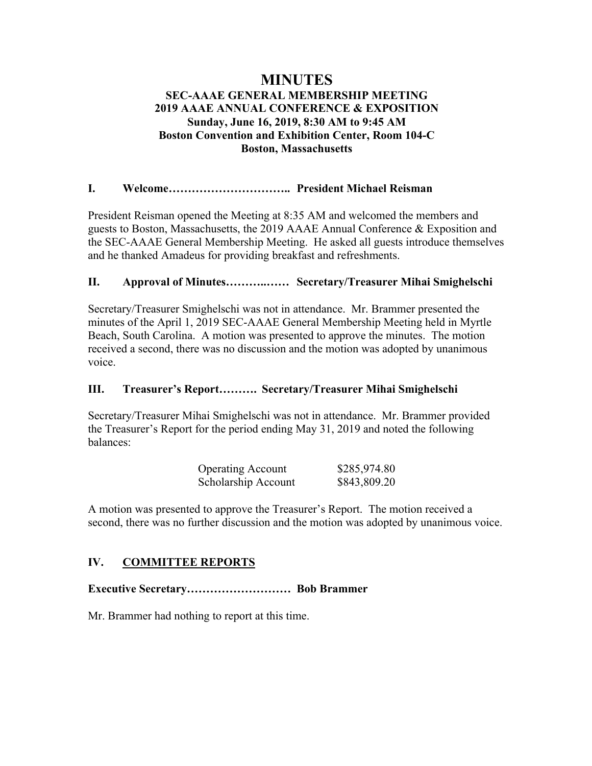# MINUTES

## SEC-AAAE GENERAL MEMBERSHIP MEETING
## 2019 AAAE ANNUAL CONFERENCE & EXPOSITION
## Sunday, June 16, 2019, 8:30 AM to 9:45 AM
## Boston Convention and Exhibition Center, Room 104-C
## Boston, Massachusetts

### I. Welcome………………………….. President Michael Reisman

President Reisman opened the Meeting at 8:35 AM and welcomed the members and guests to Boston, Massachusetts, the 2019 AAAE Annual Conference & Exposition and the SEC-AAAE General Membership Meeting. He asked all guests introduce themselves and he thanked Amadeus for providing breakfast and refreshments.

### II. Approval of Minutes………..…… Secretary/Treasurer Mihai Smighelschi

Secretary/Treasurer Smighelschi was not in attendance. Mr. Brammer presented the minutes of the April 1, 2019 SEC-AAAE General Membership Meeting held in Myrtle Beach, South Carolina. A motion was presented to approve the minutes. The motion received a second, there was no discussion and the motion was adopted by unanimous voice.

### III. Treasurer's Report………. Secretary/Treasurer Mihai Smighelschi

Secretary/Treasurer Mihai Smighelschi was not in attendance. Mr. Brammer provided the Treasurer's Report for the period ending May 31, 2019 and noted the following balances:

| | |
|---|---|
| Operating Account | \$285,974.80 |
| Scholarship Account | \$843,809.20 |

A motion was presented to approve the Treasurer's Report. The motion received a second, there was no further discussion and the motion was adopted by unanimous voice.

### IV. <u>COMMITTEE REPORTS</u>

**Executive Secretary……………………… Bob Brammer**

Mr. Brammer had nothing to report at this time.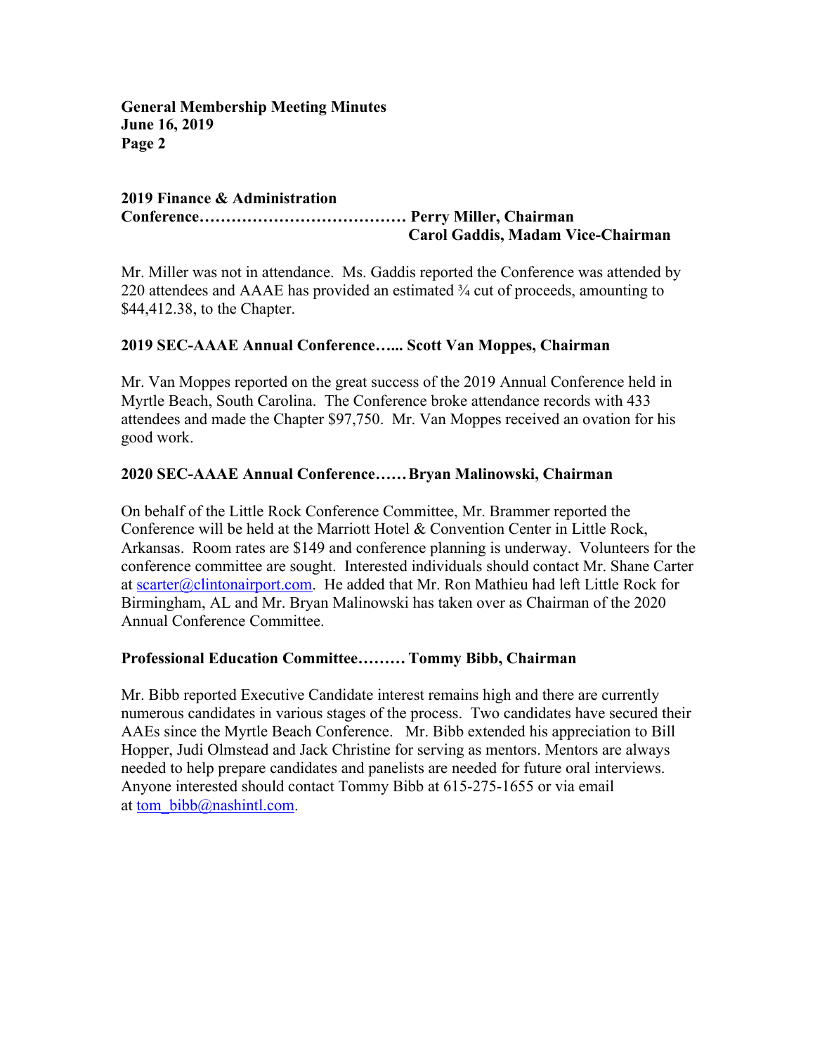**2019 Finance & Administration Conference………………………………… Perry Miller, Chairman**
**Carol Gaddis, Madam Vice-Chairman**

Mr. Miller was not in attendance. Ms. Gaddis reported the Conference was attended by 220 attendees and AAAE has provided an estimated ¾ cut of proceeds, amounting to $44,412.38, to the Chapter.

**2019 SEC-AAAE Annual Conference…... Scott Van Moppes, Chairman**

Mr. Van Moppes reported on the great success of the 2019 Annual Conference held in Myrtle Beach, South Carolina. The Conference broke attendance records with 433 attendees and made the Chapter $97,750. Mr. Van Moppes received an ovation for his good work.

**2020 SEC-AAAE Annual Conference…… Bryan Malinowski, Chairman**

On behalf of the Little Rock Conference Committee, Mr. Brammer reported the Conference will be held at the Marriott Hotel & Convention Center in Little Rock, Arkansas. Room rates are $149 and conference planning is underway. Volunteers for the conference committee are sought. Interested individuals should contact Mr. Shane Carter at scarter@clintonairport.com. He added that Mr. Ron Mathieu had left Little Rock for Birmingham, AL and Mr. Bryan Malinowski has taken over as Chairman of the 2020 Annual Conference Committee.

**Professional Education Committee……… Tommy Bibb, Chairman**

Mr. Bibb reported Executive Candidate interest remains high and there are currently numerous candidates in various stages of the process. Two candidates have secured their AAEs since the Myrtle Beach Conference. Mr. Bibb extended his appreciation to Bill Hopper, Judi Olmstead and Jack Christine for serving as mentors. Mentors are always needed to help prepare candidates and panelists are needed for future oral interviews. Anyone interested should contact Tommy Bibb at 615-275-1655 or via email at tom_bibb@nashintl.com.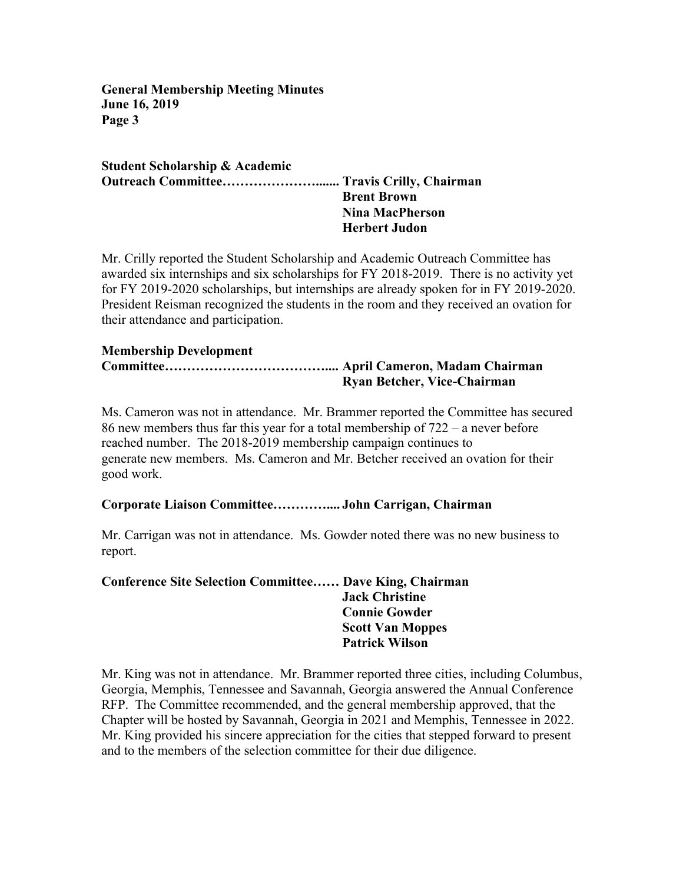**Student Scholarship & Academic Outreach Committee……………………...... Travis Crilly, Chairman**
**Brent Brown**
**Nina MacPherson**
**Herbert Judon**

Mr. Crilly reported the Student Scholarship and Academic Outreach Committee has awarded six internships and six scholarships for FY 2018-2019. There is no activity yet for FY 2019-2020 scholarships, but internships are already spoken for in FY 2019-2020. President Reisman recognized the students in the room and they received an ovation for their attendance and participation.

**Membership Development Committee……………………………….... April Cameron, Madam Chairman**
**Ryan Betcher, Vice-Chairman**

Ms. Cameron was not in attendance. Mr. Brammer reported the Committee has secured 86 new members thus far this year for a total membership of 722 – a never before reached number. The 2018-2019 membership campaign continues to generate new members. Ms. Cameron and Mr. Betcher received an ovation for their good work.

**Corporate Liaison Committee…………....John Carrigan, Chairman**

Mr. Carrigan was not in attendance. Ms. Gowder noted there was no new business to report.

**Conference Site Selection Committee…… Dave King, Chairman**
**Jack Christine**
**Connie Gowder**
**Scott Van Moppes**
**Patrick Wilson**

Mr. King was not in attendance. Mr. Brammer reported three cities, including Columbus, Georgia, Memphis, Tennessee and Savannah, Georgia answered the Annual Conference RFP. The Committee recommended, and the general membership approved, that the Chapter will be hosted by Savannah, Georgia in 2021 and Memphis, Tennessee in 2022. Mr. King provided his sincere appreciation for the cities that stepped forward to present and to the members of the selection committee for their due diligence.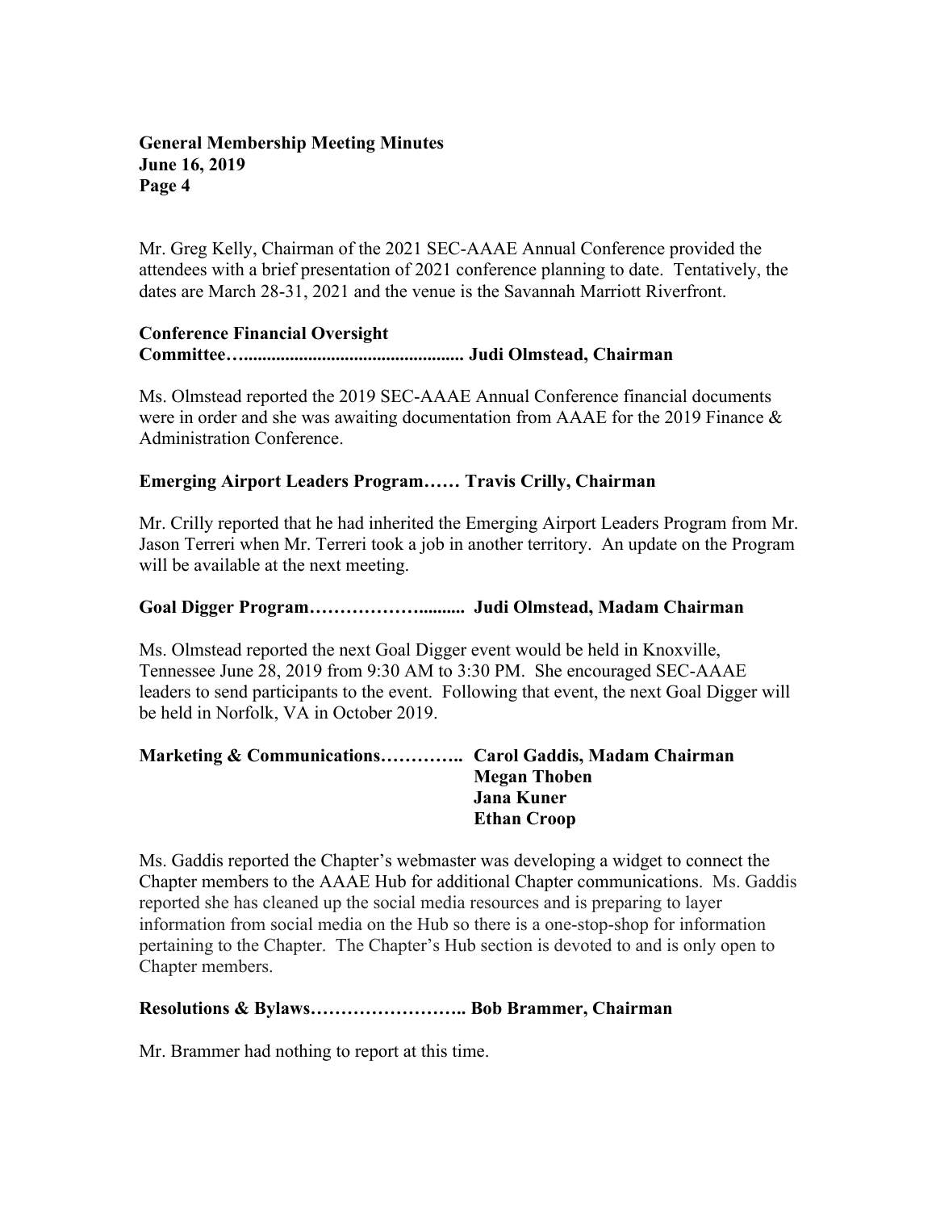Mr. Greg Kelly, Chairman of the 2021 SEC-AAAE Annual Conference provided the attendees with a brief presentation of 2021 conference planning to date. Tentatively, the dates are March 28-31, 2021 and the venue is the Savannah Marriott Riverfront.

**Conference Financial Oversight Committee…................................................ Judi Olmstead, Chairman**

Ms. Olmstead reported the 2019 SEC-AAAE Annual Conference financial documents were in order and she was awaiting documentation from AAAE for the 2019 Finance & Administration Conference.

**Emerging Airport Leaders Program…… Travis Crilly, Chairman**

Mr. Crilly reported that he had inherited the Emerging Airport Leaders Program from Mr. Jason Terreri when Mr. Terreri took a job in another territory. An update on the Program will be available at the next meeting.

**Goal Digger Program………………......... Judi Olmstead, Madam Chairman**

Ms. Olmstead reported the next Goal Digger event would be held in Knoxville, Tennessee June 28, 2019 from 9:30 AM to 3:30 PM. She encouraged SEC-AAAE leaders to send participants to the event. Following that event, the next Goal Digger will be held in Norfolk, VA in October 2019.

**Marketing & Communications………….. Carol Gaddis, Madam Chairman**
**Megan Thoben**
**Jana Kuner**
**Ethan Croop**

Ms. Gaddis reported the Chapter's webmaster was developing a widget to connect the Chapter members to the AAAE Hub for additional Chapter communications. Ms. Gaddis reported she has cleaned up the social media resources and is preparing to layer information from social media on the Hub so there is a one-stop-shop for information pertaining to the Chapter. The Chapter's Hub section is devoted to and is only open to Chapter members.

**Resolutions & Bylaws…………………….. Bob Brammer, Chairman**

Mr. Brammer had nothing to report at this time.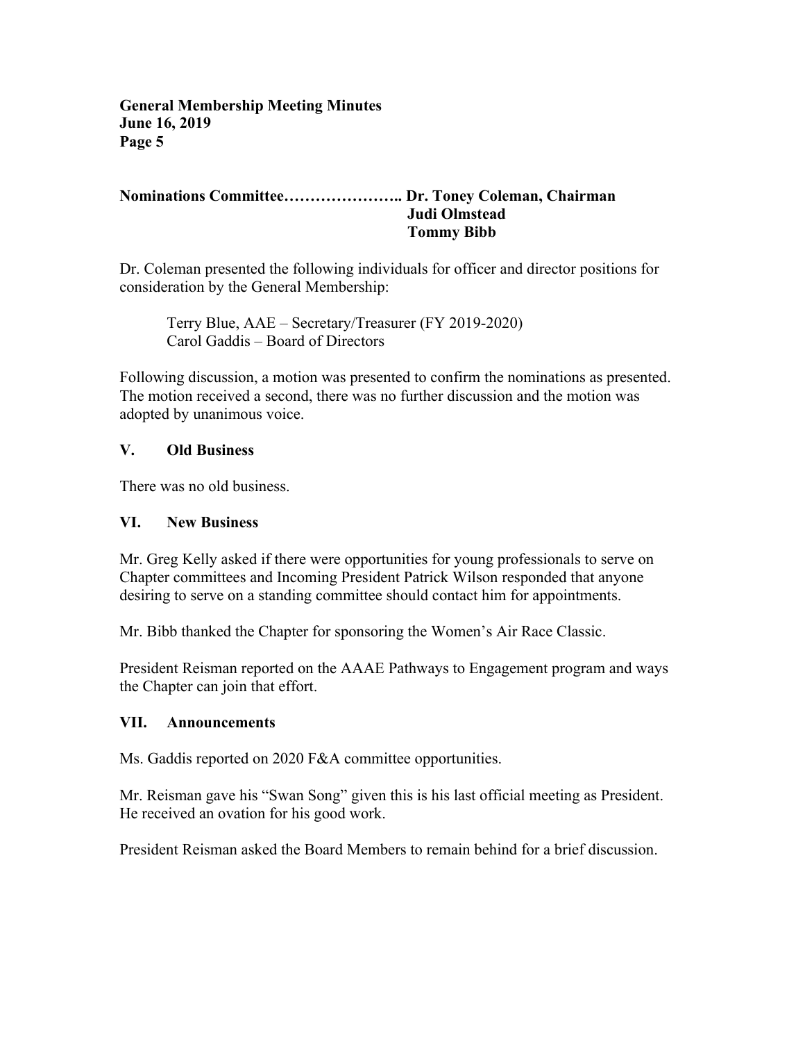**Nominations Committee………………….. Dr. Toney Coleman, Chairman**
**Judi Olmstead**
**Tommy Bibb**

Dr. Coleman presented the following individuals for officer and director positions for consideration by the General Membership:

Terry Blue, AAE – Secretary/Treasurer (FY 2019-2020)
Carol Gaddis – Board of Directors

Following discussion, a motion was presented to confirm the nominations as presented. The motion received a second, there was no further discussion and the motion was adopted by unanimous voice.

## V. Old Business

There was no old business.

## VI. New Business

Mr. Greg Kelly asked if there were opportunities for young professionals to serve on Chapter committees and Incoming President Patrick Wilson responded that anyone desiring to serve on a standing committee should contact him for appointments.

Mr. Bibb thanked the Chapter for sponsoring the Women's Air Race Classic.

President Reisman reported on the AAAE Pathways to Engagement program and ways the Chapter can join that effort.

## VII. Announcements

Ms. Gaddis reported on 2020 F&A committee opportunities.

Mr. Reisman gave his "Swan Song" given this is his last official meeting as President. He received an ovation for his good work.

President Reisman asked the Board Members to remain behind for a brief discussion.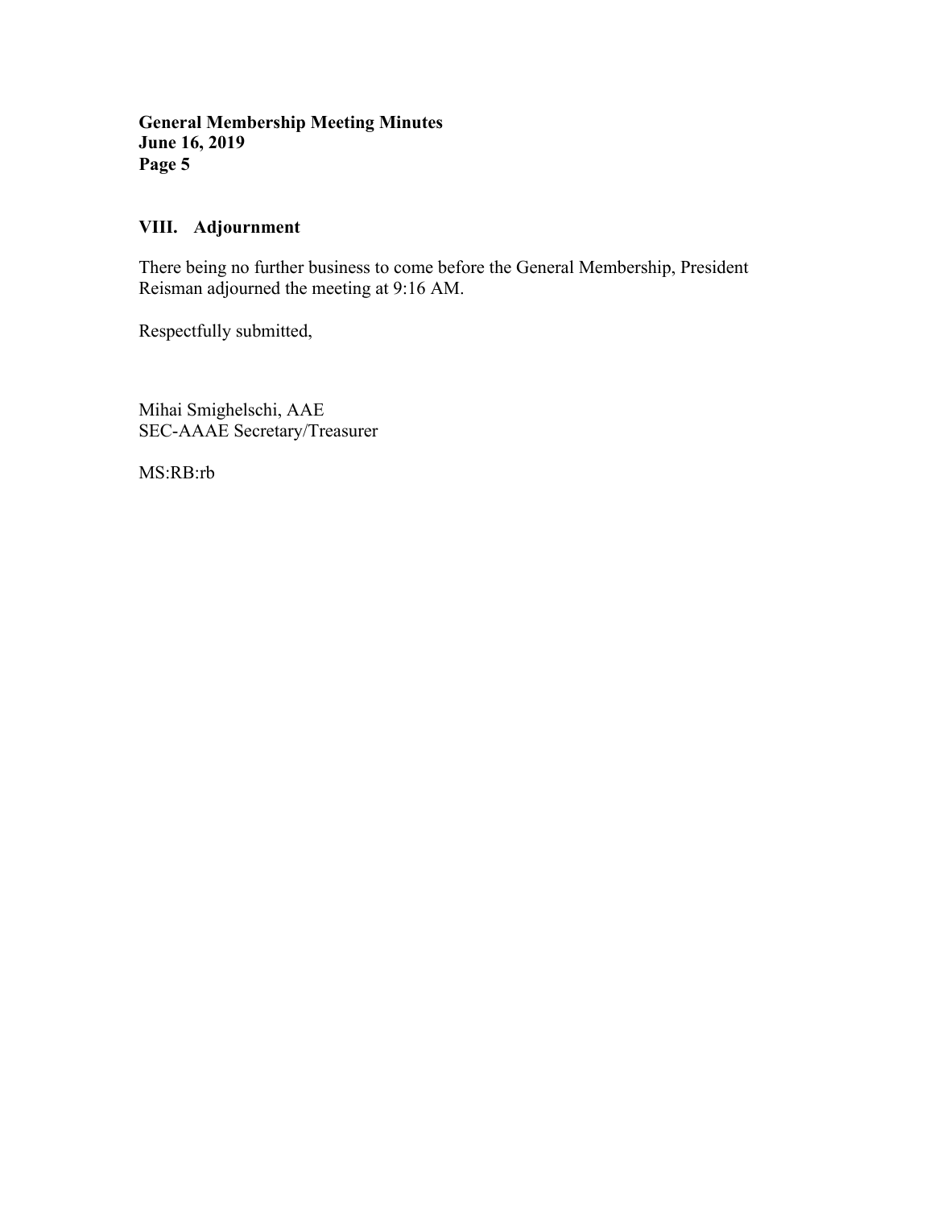## VIII. Adjournment

There being no further business to come before the General Membership, President Reisman adjourned the meeting at 9:16 AM.

Respectfully submitted,

Mihai Smighelschi, AAE
SEC-AAAE Secretary/Treasurer

MS:RB:rb